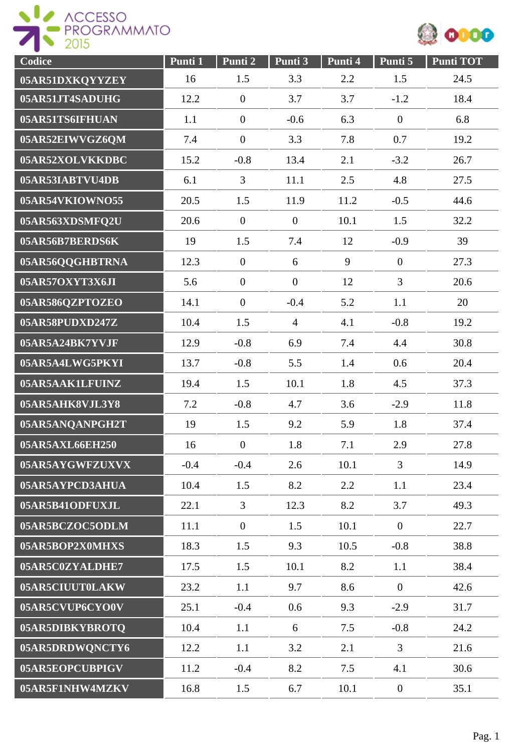| Codice | Punti 1 | Punti 2 | Punti 3 | Punti 4 | Punti 5 | Punti TOT |
|---|---|---|---|---|---|---|
| 05AR51DXKQYYZEY | 16 | 1.5 | 3.3 | 2.2 | 1.5 | 24.5 |
| 05AR51JT4SADUHG | 12.2 | 0 | 3.7 | 3.7 | -1.2 | 18.4 |
| 05AR51TS6IFHUAN | 1.1 | 0 | -0.6 | 6.3 | 0 | 6.8 |
| 05AR52EIWVGZ6QM | 7.4 | 0 | 3.3 | 7.8 | 0.7 | 19.2 |
| 05AR52XOLVKKDBC | 15.2 | -0.8 | 13.4 | 2.1 | -3.2 | 26.7 |
| 05AR53IABTVU4DB | 6.1 | 3 | 11.1 | 2.5 | 4.8 | 27.5 |
| 05AR54VKIOWNO55 | 20.5 | 1.5 | 11.9 | 11.2 | -0.5 | 44.6 |
| 05AR563XDSMFQ2U | 20.6 | 0 | 0 | 10.1 | 1.5 | 32.2 |
| 05AR56B7BERDS6K | 19 | 1.5 | 7.4 | 12 | -0.9 | 39 |
| 05AR56QQGHBTRNA | 12.3 | 0 | 6 | 9 | 0 | 27.3 |
| 05AR57OXYT3X6JI | 5.6 | 0 | 0 | 12 | 3 | 20.6 |
| 05AR586QZPTOZEO | 14.1 | 0 | -0.4 | 5.2 | 1.1 | 20 |
| 05AR58PUDXD247Z | 10.4 | 1.5 | 4 | 4.1 | -0.8 | 19.2 |
| 05AR5A24BK7YVJF | 12.9 | -0.8 | 6.9 | 7.4 | 4.4 | 30.8 |
| 05AR5A4LWG5PKYI | 13.7 | -0.8 | 5.5 | 1.4 | 0.6 | 20.4 |
| 05AR5AAK1LFUINZ | 19.4 | 1.5 | 10.1 | 1.8 | 4.5 | 37.3 |
| 05AR5AHK8VJL3Y8 | 7.2 | -0.8 | 4.7 | 3.6 | -2.9 | 11.8 |
| 05AR5ANQANPGH2T | 19 | 1.5 | 9.2 | 5.9 | 1.8 | 37.4 |
| 05AR5AXL66EH250 | 16 | 0 | 1.8 | 7.1 | 2.9 | 27.8 |
| 05AR5AYGWFZUXVX | -0.4 | -0.4 | 2.6 | 10.1 | 3 | 14.9 |
| 05AR5AYPCD3AHUA | 10.4 | 1.5 | 8.2 | 2.2 | 1.1 | 23.4 |
| 05AR5B41ODFUXJL | 22.1 | 3 | 12.3 | 8.2 | 3.7 | 49.3 |
| 05AR5BCZOC5ODLM | 11.1 | 0 | 1.5 | 10.1 | 0 | 22.7 |
| 05AR5BOP2X0MHXS | 18.3 | 1.5 | 9.3 | 10.5 | -0.8 | 38.8 |
| 05AR5C0ZYALDHE7 | 17.5 | 1.5 | 10.1 | 8.2 | 1.1 | 38.4 |
| 05AR5CIUUT0LAKW | 23.2 | 1.1 | 9.7 | 8.6 | 0 | 42.6 |
| 05AR5CVUP6CYO0V | 25.1 | -0.4 | 0.6 | 9.3 | -2.9 | 31.7 |
| 05AR5DIBKYBROTQ | 10.4 | 1.1 | 6 | 7.5 | -0.8 | 24.2 |
| 05AR5DRDWQNCTY6 | 12.2 | 1.1 | 3.2 | 2.1 | 3 | 21.6 |
| 05AR5EOPCUBPIGV | 11.2 | -0.4 | 8.2 | 7.5 | 4.1 | 30.6 |
| 05AR5F1NHW4MZKV | 16.8 | 1.5 | 6.7 | 10.1 | 0 | 35.1 |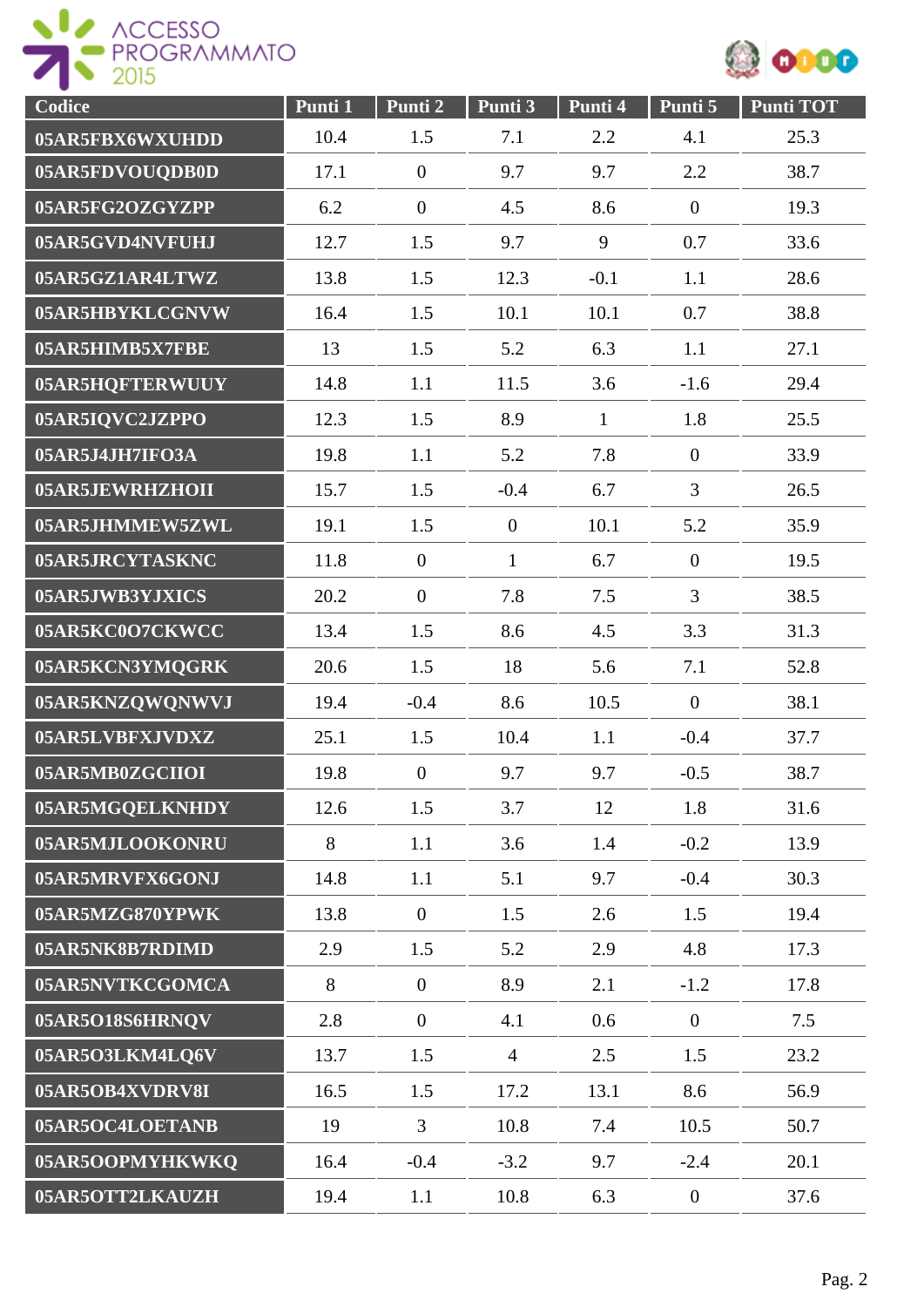| Codice | Punti 1 | Punti 2 | Punti 3 | Punti 4 | Punti 5 | Punti TOT |
|---|---|---|---|---|---|---|
| 05AR5FBX6WXUHDD | 10.4 | 1.5 | 7.1 | 2.2 | 4.1 | 25.3 |
| 05AR5FDVOUQDB0D | 17.1 | 0 | 9.7 | 9.7 | 2.2 | 38.7 |
| 05AR5FG2OZGYZPP | 6.2 | 0 | 4.5 | 8.6 | 0 | 19.3 |
| 05AR5GVD4NVFUHJ | 12.7 | 1.5 | 9.7 | 9 | 0.7 | 33.6 |
| 05AR5GZ1AR4LTWZ | 13.8 | 1.5 | 12.3 | -0.1 | 1.1 | 28.6 |
| 05AR5HBYKLCGNVW | 16.4 | 1.5 | 10.1 | 10.1 | 0.7 | 38.8 |
| 05AR5HIMB5X7FBE | 13 | 1.5 | 5.2 | 6.3 | 1.1 | 27.1 |
| 05AR5HQFTERWUUY | 14.8 | 1.1 | 11.5 | 3.6 | -1.6 | 29.4 |
| 05AR5IQVC2JZPPO | 12.3 | 1.5 | 8.9 | 1 | 1.8 | 25.5 |
| 05AR5J4JH7IFO3A | 19.8 | 1.1 | 5.2 | 7.8 | 0 | 33.9 |
| 05AR5JEWRHZHOII | 15.7 | 1.5 | -0.4 | 6.7 | 3 | 26.5 |
| 05AR5JHMMEW5ZWL | 19.1 | 1.5 | 0 | 10.1 | 5.2 | 35.9 |
| 05AR5JRCYTASKNC | 11.8 | 0 | 1 | 6.7 | 0 | 19.5 |
| 05AR5JWB3YJXICS | 20.2 | 0 | 7.8 | 7.5 | 3 | 38.5 |
| 05AR5KC0O7CKWCC | 13.4 | 1.5 | 8.6 | 4.5 | 3.3 | 31.3 |
| 05AR5KCN3YMQGRK | 20.6 | 1.5 | 18 | 5.6 | 7.1 | 52.8 |
| 05AR5KNZQWQNWVJ | 19.4 | -0.4 | 8.6 | 10.5 | 0 | 38.1 |
| 05AR5LVBFXJVDXZ | 25.1 | 1.5 | 10.4 | 1.1 | -0.4 | 37.7 |
| 05AR5MB0ZGCIIOI | 19.8 | 0 | 9.7 | 9.7 | -0.5 | 38.7 |
| 05AR5MGQELKNHDY | 12.6 | 1.5 | 3.7 | 12 | 1.8 | 31.6 |
| 05AR5MJLOOKONRU | 8 | 1.1 | 3.6 | 1.4 | -0.2 | 13.9 |
| 05AR5MRVFX6GONJ | 14.8 | 1.1 | 5.1 | 9.7 | -0.4 | 30.3 |
| 05AR5MZG870YPWK | 13.8 | 0 | 1.5 | 2.6 | 1.5 | 19.4 |
| 05AR5NK8B7RDIMD | 2.9 | 1.5 | 5.2 | 2.9 | 4.8 | 17.3 |
| 05AR5NVTKCGOMCA | 8 | 0 | 8.9 | 2.1 | -1.2 | 17.8 |
| 05AR5O18S6HRNQV | 2.8 | 0 | 4.1 | 0.6 | 0 | 7.5 |
| 05AR5O3LKM4LQ6V | 13.7 | 1.5 | 4 | 2.5 | 1.5 | 23.2 |
| 05AR5OB4XVDRV8I | 16.5 | 1.5 | 17.2 | 13.1 | 8.6 | 56.9 |
| 05AR5OC4LOETANB | 19 | 3 | 10.8 | 7.4 | 10.5 | 50.7 |
| 05AR5OOPMYHKWKQ | 16.4 | -0.4 | -3.2 | 9.7 | -2.4 | 20.1 |
| 05AR5OTT2LKAUZH | 19.4 | 1.1 | 10.8 | 6.3 | 0 | 37.6 |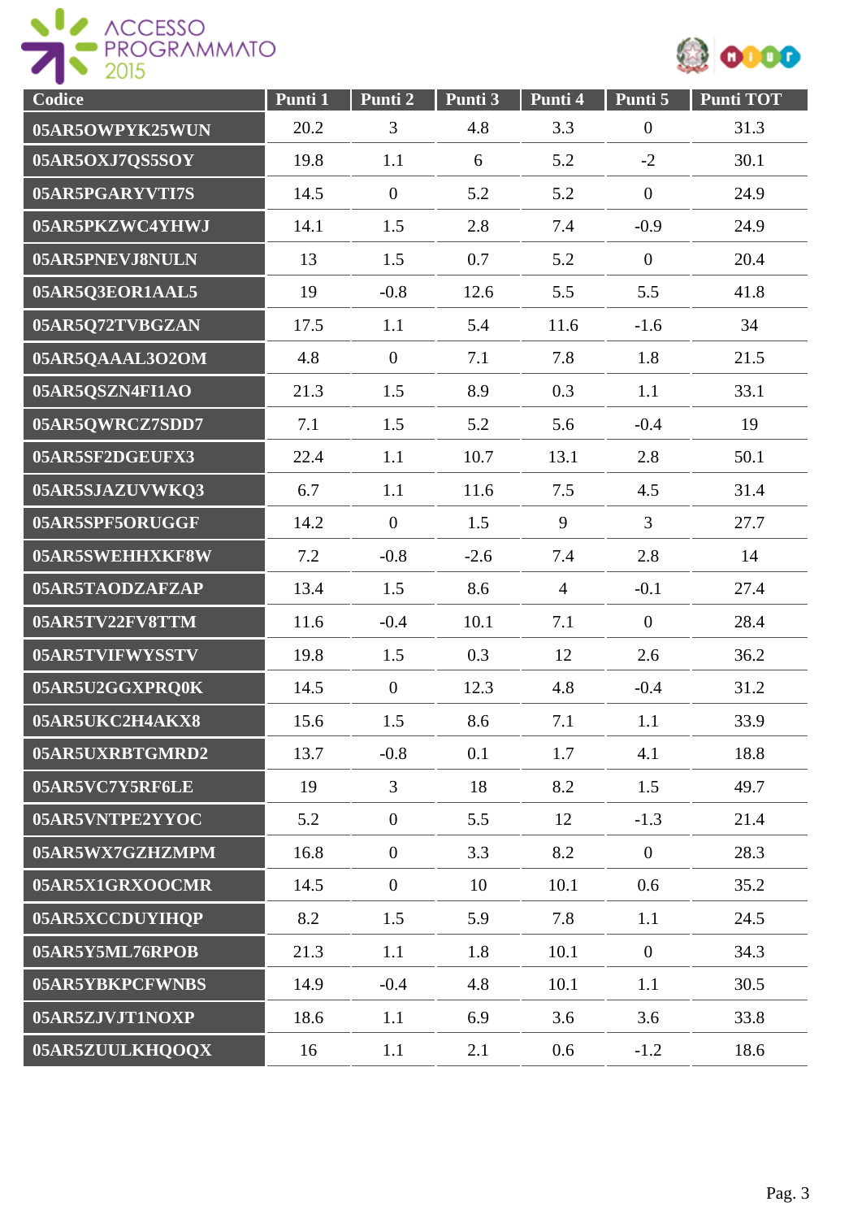| Codice | Punti 1 | Punti 2 | Punti 3 | Punti 4 | Punti 5 | Punti TOT |
|---|---|---|---|---|---|---|
| 05AR5OWPYK25WUN | 20.2 | 3 | 4.8 | 3.3 | 0 | 31.3 |
| 05AR5OXJ7QS5SOY | 19.8 | 1.1 | 6 | 5.2 | -2 | 30.1 |
| 05AR5PGARYVTI7S | 14.5 | 0 | 5.2 | 5.2 | 0 | 24.9 |
| 05AR5PKZWC4YHWJ | 14.1 | 1.5 | 2.8 | 7.4 | -0.9 | 24.9 |
| 05AR5PNEVJ8NULN | 13 | 1.5 | 0.7 | 5.2 | 0 | 20.4 |
| 05AR5Q3EOR1AAL5 | 19 | -0.8 | 12.6 | 5.5 | 5.5 | 41.8 |
| 05AR5Q72TVBGZAN | 17.5 | 1.1 | 5.4 | 11.6 | -1.6 | 34 |
| 05AR5QAAAL3O2OM | 4.8 | 0 | 7.1 | 7.8 | 1.8 | 21.5 |
| 05AR5QSZN4FI1AO | 21.3 | 1.5 | 8.9 | 0.3 | 1.1 | 33.1 |
| 05AR5QWRCZ7SDD7 | 7.1 | 1.5 | 5.2 | 5.6 | -0.4 | 19 |
| 05AR5SF2DGEUFX3 | 22.4 | 1.1 | 10.7 | 13.1 | 2.8 | 50.1 |
| 05AR5SJAZUVWKQ3 | 6.7 | 1.1 | 11.6 | 7.5 | 4.5 | 31.4 |
| 05AR5SPF5ORUGGF | 14.2 | 0 | 1.5 | 9 | 3 | 27.7 |
| 05AR5SWEHHXKF8W | 7.2 | -0.8 | -2.6 | 7.4 | 2.8 | 14 |
| 05AR5TAODZAFZAP | 13.4 | 1.5 | 8.6 | 4 | -0.1 | 27.4 |
| 05AR5TV22FV8TTM | 11.6 | -0.4 | 10.1 | 7.1 | 0 | 28.4 |
| 05AR5TVIFWYSSTV | 19.8 | 1.5 | 0.3 | 12 | 2.6 | 36.2 |
| 05AR5U2GGXPRQ0K | 14.5 | 0 | 12.3 | 4.8 | -0.4 | 31.2 |
| 05AR5UKC2H4AKX8 | 15.6 | 1.5 | 8.6 | 7.1 | 1.1 | 33.9 |
| 05AR5UXRBTGMRD2 | 13.7 | -0.8 | 0.1 | 1.7 | 4.1 | 18.8 |
| 05AR5VC7Y5RF6LE | 19 | 3 | 18 | 8.2 | 1.5 | 49.7 |
| 05AR5VNTPE2YYOC | 5.2 | 0 | 5.5 | 12 | -1.3 | 21.4 |
| 05AR5WX7GZHZMPM | 16.8 | 0 | 3.3 | 8.2 | 0 | 28.3 |
| 05AR5X1GRXOOCMR | 14.5 | 0 | 10 | 10.1 | 0.6 | 35.2 |
| 05AR5XCCDUYIHQP | 8.2 | 1.5 | 5.9 | 7.8 | 1.1 | 24.5 |
| 05AR5Y5ML76RPOB | 21.3 | 1.1 | 1.8 | 10.1 | 0 | 34.3 |
| 05AR5YBKPCFWNBS | 14.9 | -0.4 | 4.8 | 10.1 | 1.1 | 30.5 |
| 05AR5ZJVJT1NOXP | 18.6 | 1.1 | 6.9 | 3.6 | 3.6 | 33.8 |
| 05AR5ZUULKHQOQX | 16 | 1.1 | 2.1 | 0.6 | -1.2 | 18.6 |